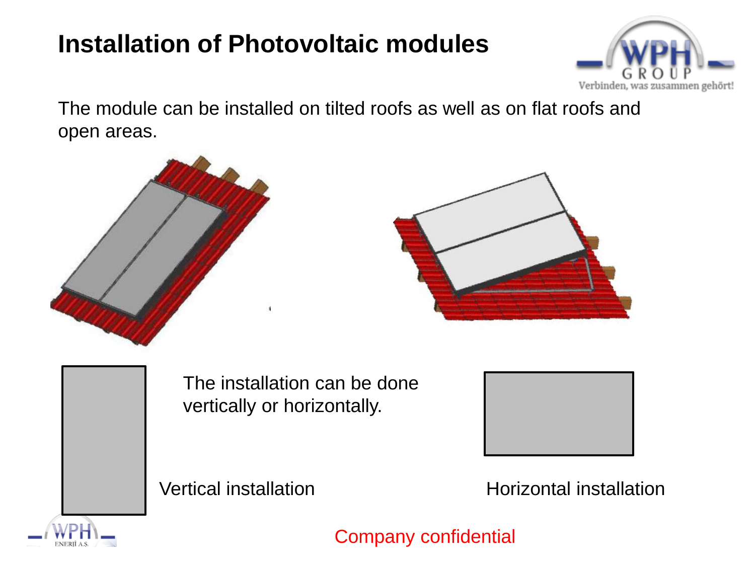# Installation of Photovoltaic modules

The module can be installed on tilted roofs as well as on flat roofs and open areas.

The installation can be done vertically or horizontally.

Vertical installation

Horizontal installation

Company confidential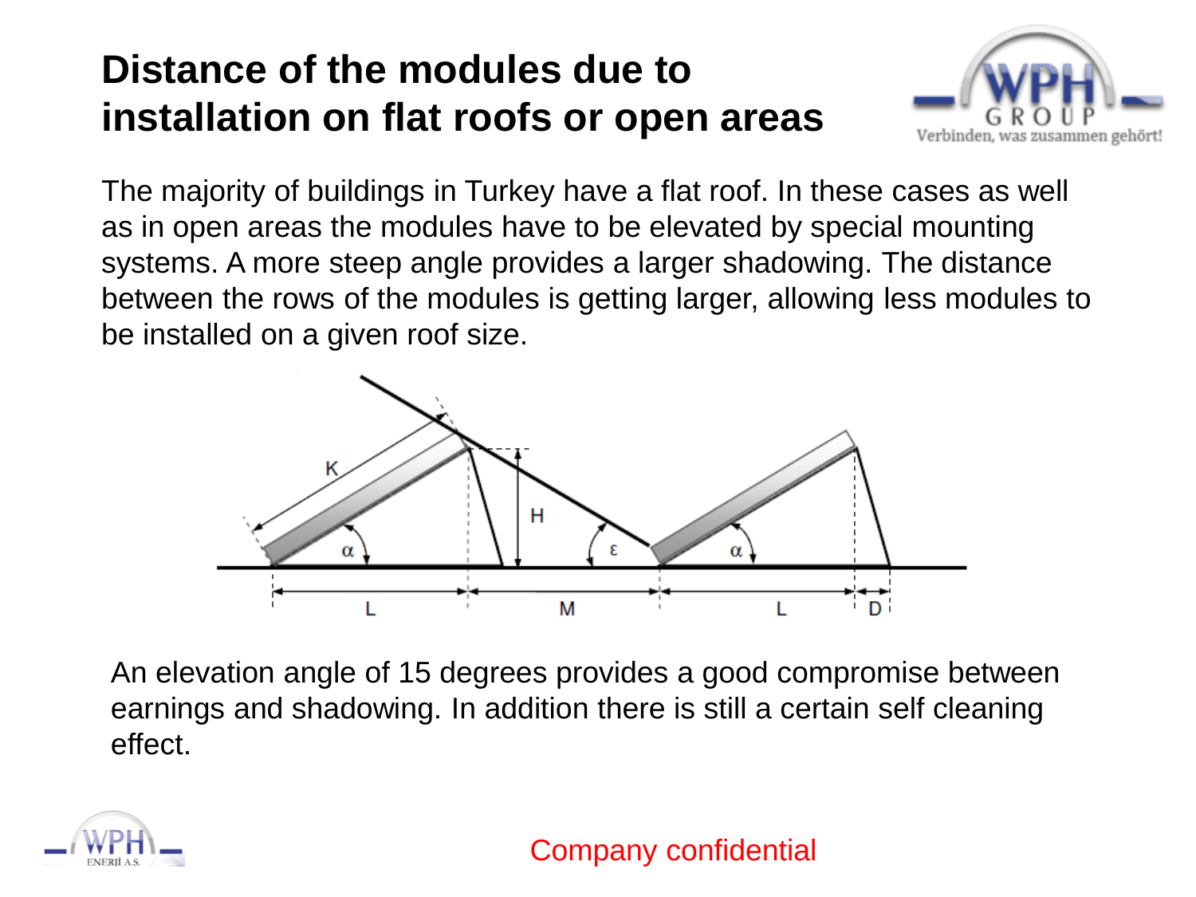# Distance of the modules due to installation on flat roofs or open areas

The majority of buildings in Turkey have a flat roof. In these cases as well as in open areas the modules have to be elevated by special mounting systems. A more steep angle provides a larger shadowing. The distance between the rows of the modules is getting larger, allowing less modules to be installed on a given roof size.

An elevation angle of 15 degrees provides a good compromise between earnings and shadowing. In addition there is still a certain self cleaning effect.

Company confidential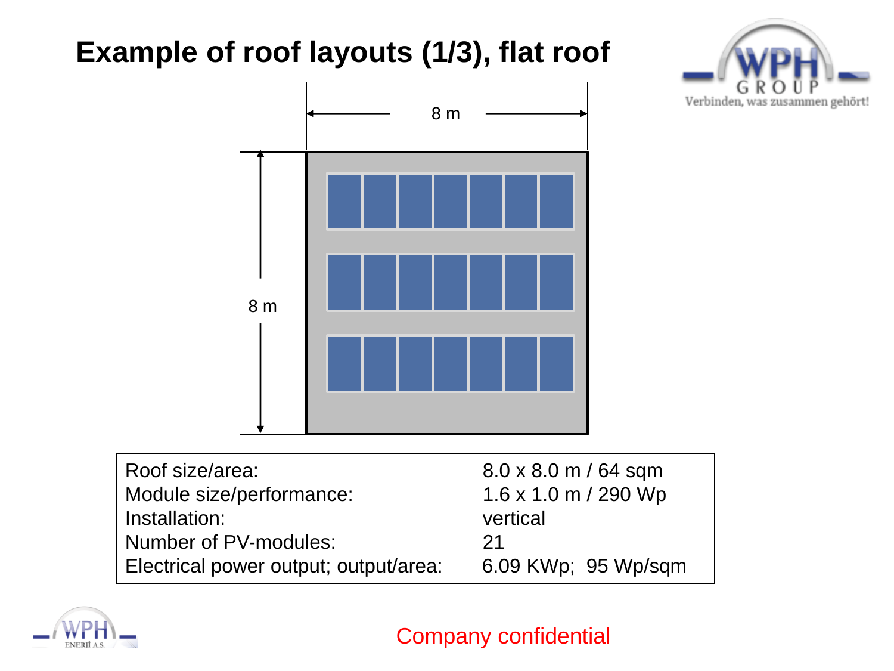# Example of roof layouts (1/3), flat roof

8 m

8 m

| | |
|---|---|
| Roof size/area: | 8.0 x 8.0 m / 64 sqm |
| Module size/performance: | 1.6 x 1.0 m / 290 Wp |
| Installation: | vertical |
| Number of PV-modules: | 21 |
| Electrical power output; output/area: | 6.09 KWp; 95 Wp/sqm |

Company confidential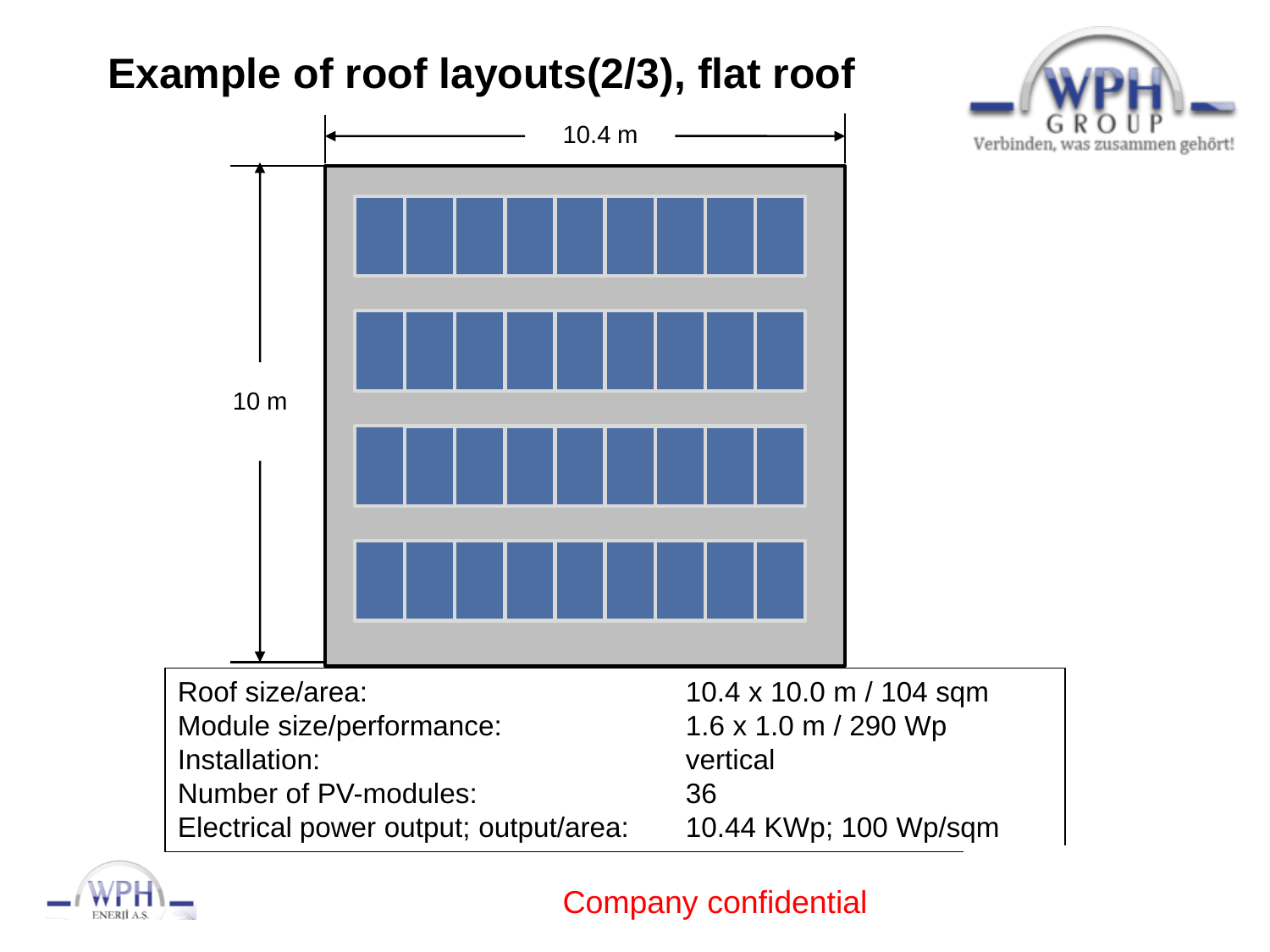# Example of roof layouts(2/3), flat roof

10.4 m

10 m

| | |
|---|---|
| Roof size/area: | 10.4 x 10.0 m / 104 sqm |
| Module size/performance: | 1.6 x 1.0 m / 290 Wp |
| Installation: | vertical |
| Number of PV-modules: | 36 |
| Electrical power output; output/area: | 10.44 KWp; 100 Wp/sqm |

Company confidential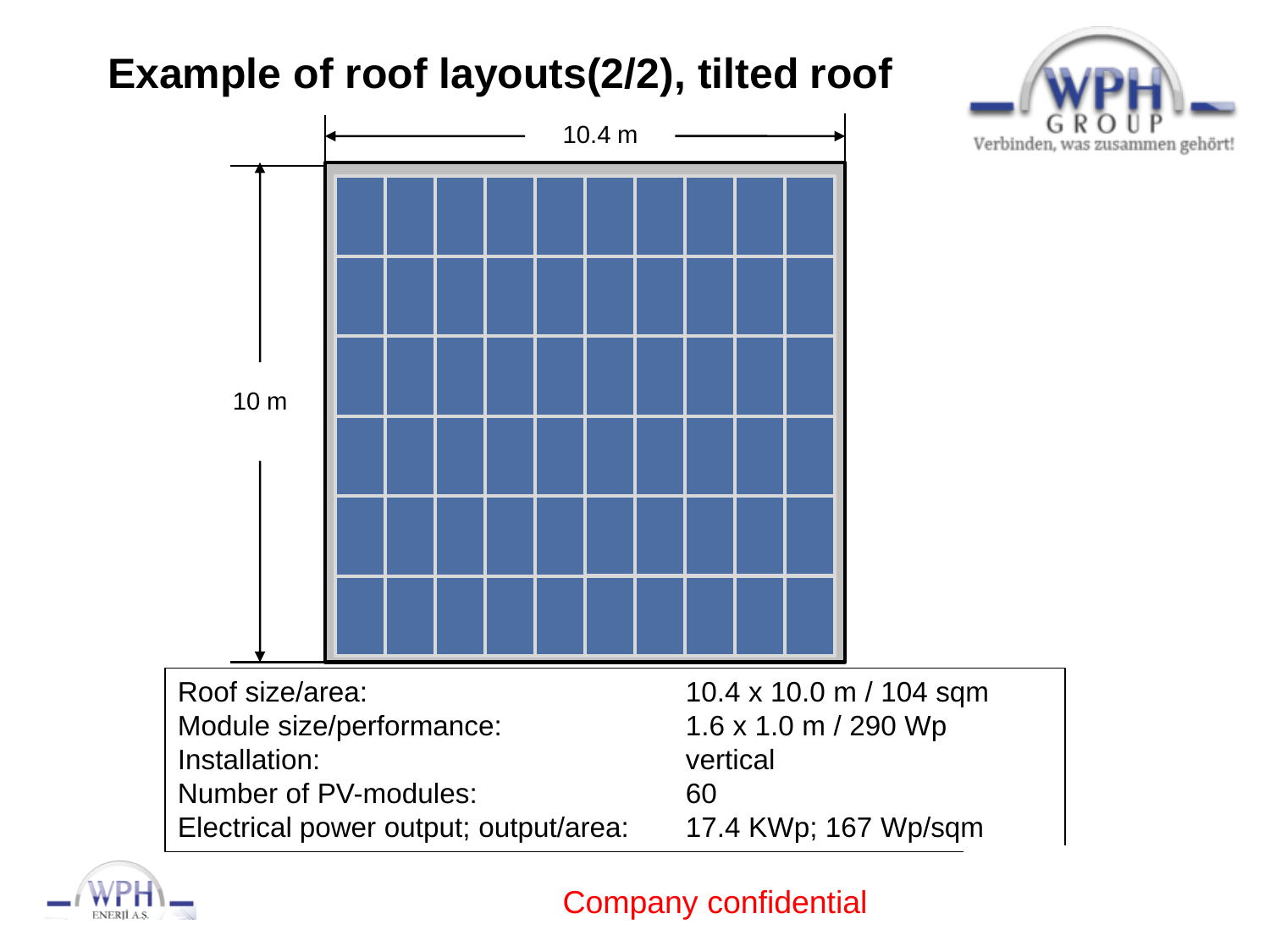# Example of roof layouts(2/2), tilted roof

10.4 m

10 m

| | |
|---|---|
| Roof size/area: | 10.4 x 10.0 m / 104 sqm |
| Module size/performance: | 1.6 x 1.0 m / 290 Wp |
| Installation: | vertical |
| Number of PV-modules: | 60 |
| Electrical power output; output/area: | 17.4 KWp; 167 Wp/sqm |

Company confidential